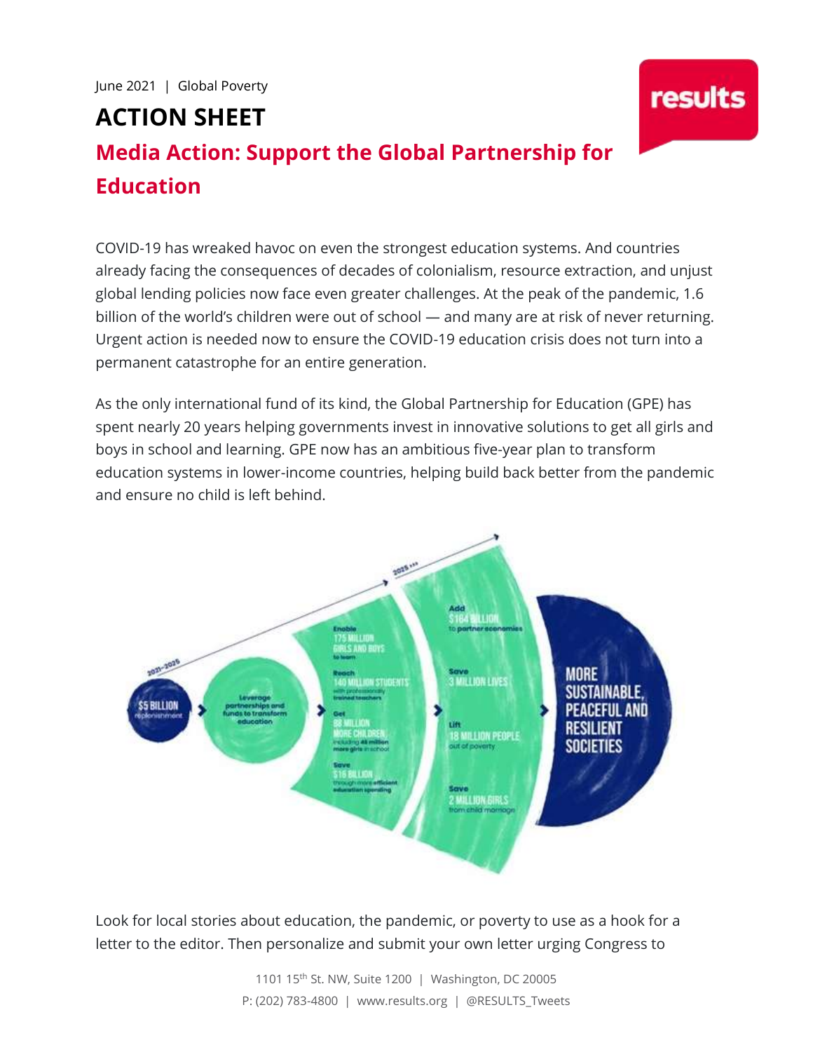June 2021 | Global Poverty

# ACTION SHEET

## Media Action: Support the Global Partnership for Education

COVID-19 has wreaked havoc on even the strongest education systems. And countries already facing the consequences of decades of colonialism, resource extraction, and unjust global lending policies now face even greater challenges. At the peak of the pandemic, 1.6 billion of the world's children were out of school — and many are at risk of never returning. Urgent action is needed now to ensure the COVID-19 education crisis does not turn into a permanent catastrophe for an entire generation.

As the only international fund of its kind, the Global Partnership for Education (GPE) has spent nearly 20 years helping governments invest in innovative solutions to get all girls and boys in school and learning. GPE now has an ambitious five-year plan to transform education systems in lower-income countries, helping build back better from the pandemic and ensure no child is left behind.

2021–2025

$5 BILLION replenishment

Leverage partnerships and funds to transform education

Enable 175 MILLION GIRLS AND BOYS to learn

Reach 140 MILLION STUDENTS with professionally trained teachers

Get 88 MILLION MORE CHILDREN including 48 million more girls in school

Save $16 BILLION through more efficient education spending

2025 >>>

Add $164 BILLION to partner economies

Save 3 MILLION LIVES

Lift 18 MILLION PEOPLE out of poverty

Save 2 MILLION GIRLS from child marriage

MORE SUSTAINABLE, PEACEFUL AND RESILIENT SOCIETIES

Look for local stories about education, the pandemic, or poverty to use as a hook for a letter to the editor. Then personalize and submit your own letter urging Congress to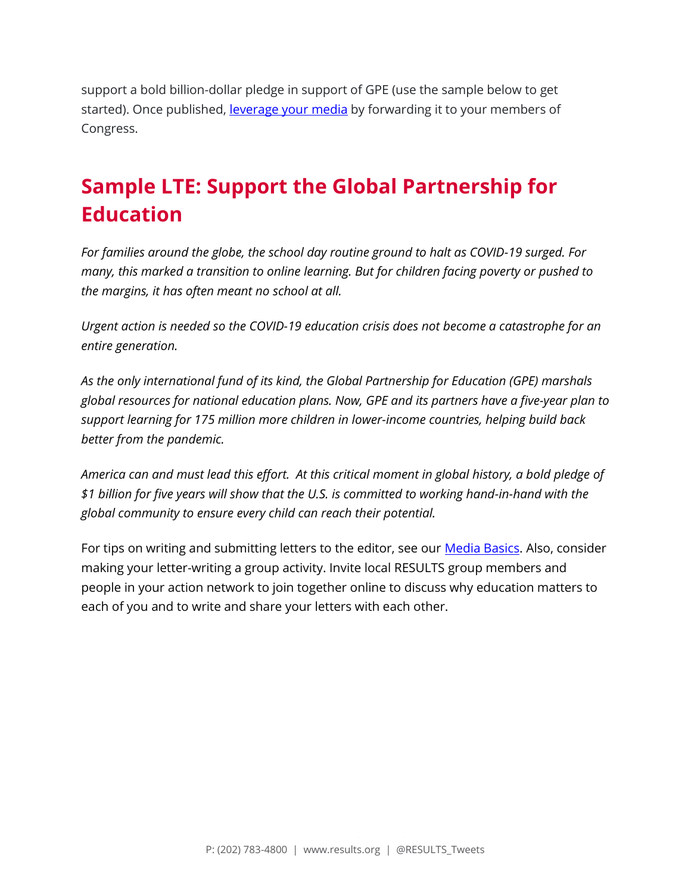support a bold billion-dollar pledge in support of GPE (use the sample below to get started). Once published, leverage your media by forwarding it to your members of Congress.

## Sample LTE: Support the Global Partnership for Education

*For families around the globe, the school day routine ground to halt as COVID-19 surged. For many, this marked a transition to online learning. But for children facing poverty or pushed to the margins, it has often meant no school at all.*

*Urgent action is needed so the COVID-19 education crisis does not become a catastrophe for an entire generation.*

*As the only international fund of its kind, the Global Partnership for Education (GPE) marshals global resources for national education plans. Now, GPE and its partners have a five-year plan to support learning for 175 million more children in lower-income countries, helping build back better from the pandemic.*

*America can and must lead this effort. At this critical moment in global history, a bold pledge of $1 billion for five years will show that the U.S. is committed to working hand-in-hand with the global community to ensure every child can reach their potential.*

For tips on writing and submitting letters to the editor, see our Media Basics. Also, consider making your letter-writing a group activity. Invite local RESULTS group members and people in your action network to join together online to discuss why education matters to each of you and to write and share your letters with each other.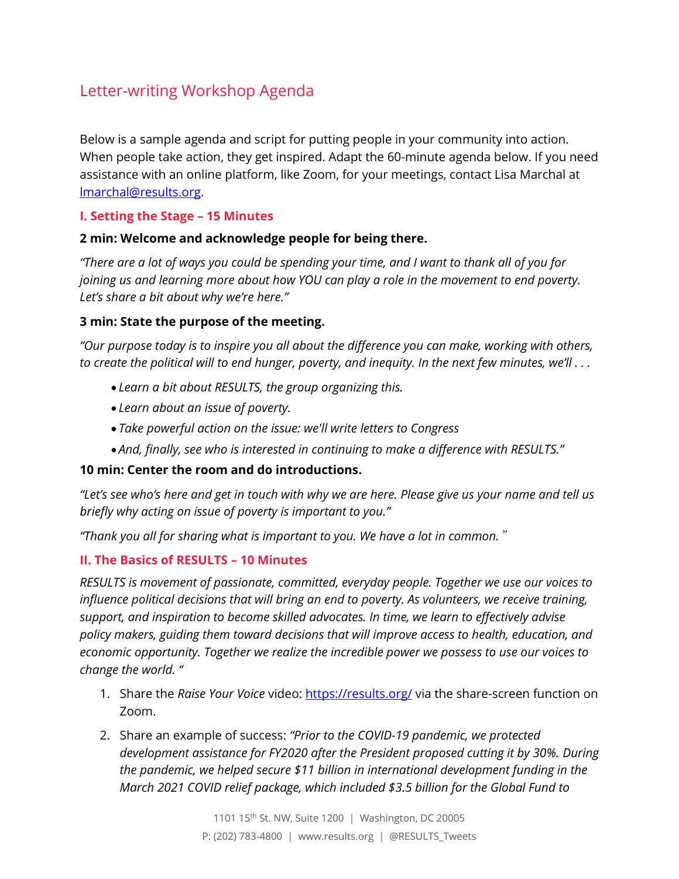# Letter-writing Workshop Agenda

Below is a sample agenda and script for putting people in your community into action. When people take action, they get inspired. Adapt the 60-minute agenda below. If you need assistance with an online platform, like Zoom, for your meetings, contact Lisa Marchal at [lmarchal@results.org](mailto:lmarchal@results.org).

## I. Setting the Stage – 15 Minutes

**2 min: Welcome and acknowledge people for being there.**

*"There are a lot of ways you could be spending your time, and I want to thank all of you for joining us and learning more about how YOU can play a role in the movement to end poverty. Let's share a bit about why we're here."*

**3 min: State the purpose of the meeting.**

*"Our purpose today is to inspire you all about the difference you can make, working with others, to create the political will to end hunger, poverty, and inequity. In the next few minutes, we'll . . .*

- *Learn a bit about RESULTS, the group organizing this.*
- *Learn about an issue of poverty.*
- *Take powerful action on the issue: we'll write letters to Congress*
- *And, finally, see who is interested in continuing to make a difference with RESULTS."*

**10 min: Center the room and do introductions.**

*"Let's see who's here and get in touch with why we are here. Please give us your name and tell us briefly why acting on issue of poverty is important to you."*

*"Thank you all for sharing what is important to you. We have a lot in common."*

## II. The Basics of RESULTS – 10 Minutes

*RESULTS is movement of passionate, committed, everyday people. Together we use our voices to influence political decisions that will bring an end to poverty. As volunteers, we receive training, support, and inspiration to become skilled advocates. In time, we learn to effectively advise policy makers, guiding them toward decisions that will improve access to health, education, and economic opportunity. Together we realize the incredible power we possess to use our voices to change the world. "*

1. Share the *Raise Your Voice* video: [https://results.org/](https://results.org/) via the share-screen function on Zoom.
2. Share an example of success: *"Prior to the COVID-19 pandemic, we protected development assistance for FY2020 after the President proposed cutting it by 30%. During the pandemic, we helped secure $11 billion in international development funding in the March 2021 COVID relief package, which included $3.5 billion for the Global Fund to*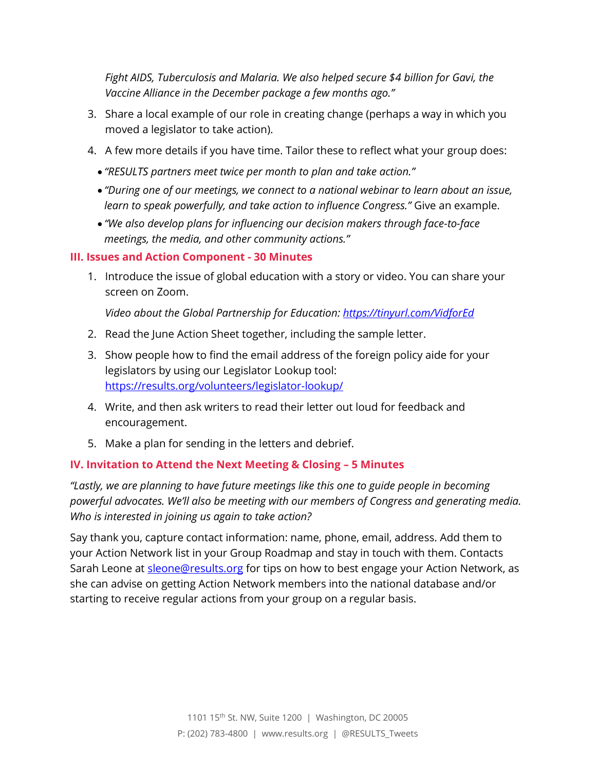*Fight AIDS, Tuberculosis and Malaria. We also helped secure $4 billion for Gavi, the Vaccine Alliance in the December package a few months ago."*

3. Share a local example of our role in creating change (perhaps a way in which you moved a legislator to take action).
4. A few more details if you have time. Tailor these to reflect what your group does:
   - *"RESULTS partners meet twice per month to plan and take action."*
   - *"During one of our meetings, we connect to a national webinar to learn about an issue, learn to speak powerfully, and take action to influence Congress."* Give an example.
   - *"We also develop plans for influencing our decision makers through face-to-face meetings, the media, and other community actions."*

### III. Issues and Action Component - 30 Minutes

1. Introduce the issue of global education with a story or video. You can share your screen on Zoom.

   *Video about the Global Partnership for Education: https://tinyurl.com/VidforEd*

2. Read the June Action Sheet together, including the sample letter.
3. Show people how to find the email address of the foreign policy aide for your legislators by using our Legislator Lookup tool: https://results.org/volunteers/legislator-lookup/
4. Write, and then ask writers to read their letter out loud for feedback and encouragement.
5. Make a plan for sending in the letters and debrief.

### IV. Invitation to Attend the Next Meeting & Closing – 5 Minutes

*"Lastly, we are planning to have future meetings like this one to guide people in becoming powerful advocates. We'll also be meeting with our members of Congress and generating media. Who is interested in joining us again to take action?*

Say thank you, capture contact information: name, phone, email, address. Add them to your Action Network list in your Group Roadmap and stay in touch with them. Contacts Sarah Leone at sleone@results.org for tips on how to best engage your Action Network, as she can advise on getting Action Network members into the national database and/or starting to receive regular actions from your group on a regular basis.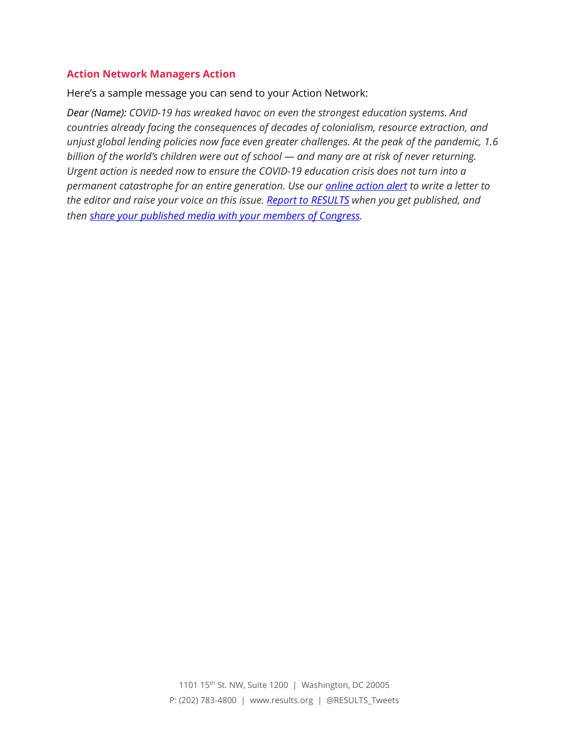### Action Network Managers Action

Here's a sample message you can send to your Action Network:

***Dear (Name):*** *COVID-19 has wreaked havoc on even the strongest education systems. And countries already facing the consequences of decades of colonialism, resource extraction, and unjust global lending policies now face even greater challenges. At the peak of the pandemic, 1.6 billion of the world's children were out of school — and many are at risk of never returning. Urgent action is needed now to ensure the COVID-19 education crisis does not turn into a permanent catastrophe for an entire generation. Use our online action alert to write a letter to the editor and raise your voice on this issue. Report to RESULTS when you get published, and then share your published media with your members of Congress.*